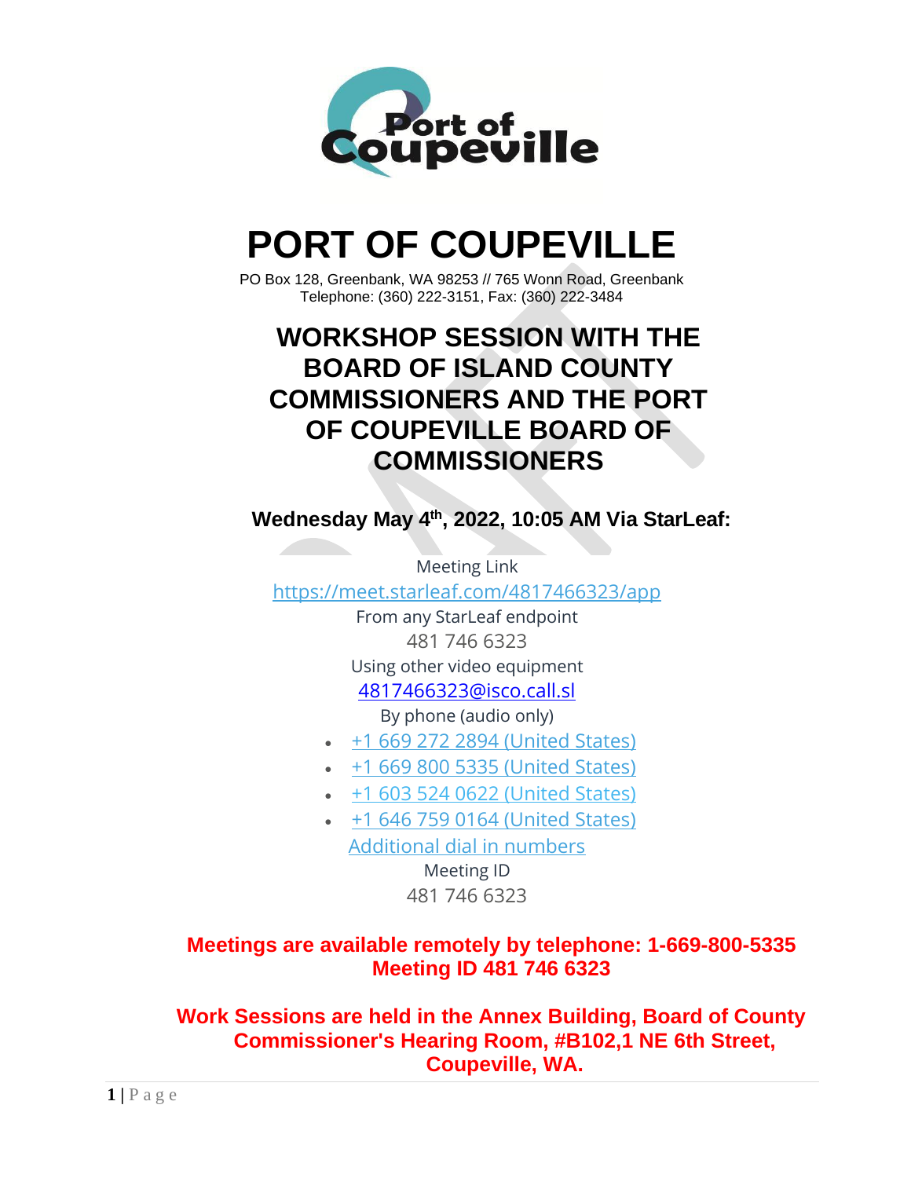# PORT OF COUPEVILLE

PO Box 128, Greenbank, WA 98253 // 765 Wonn Road, Greenbank
Telephone: (360) 222-3151, Fax: (360) 222-3484

## WORKSHOP SESSION WITH THE BOARD OF ISLAND COUNTY COMMISSIONERS AND THE PORT OF COUPEVILLE BOARD OF COMMISSIONERS

**Wednesday May 4th, 2022, 10:05 AM Via StarLeaf:**

Meeting Link
https://meet.starleaf.com/4817466323/app
From any StarLeaf endpoint
481 746 6323
Using other video equipment
4817466323@isco.call.sl
By phone (audio only)

- +1 669 272 2894 (United States)
- +1 669 800 5335 (United States)
- +1 603 524 0622 (United States)
- +1 646 759 0164 (United States)

Additional dial in numbers
Meeting ID
481 746 6323

**Meetings are available remotely by telephone: 1-669-800-5335 Meeting ID 481 746 6323**

**Work Sessions are held in the Annex Building, Board of County Commissioner's Hearing Room, #B102,1 NE 6th Street, Coupeville, WA.**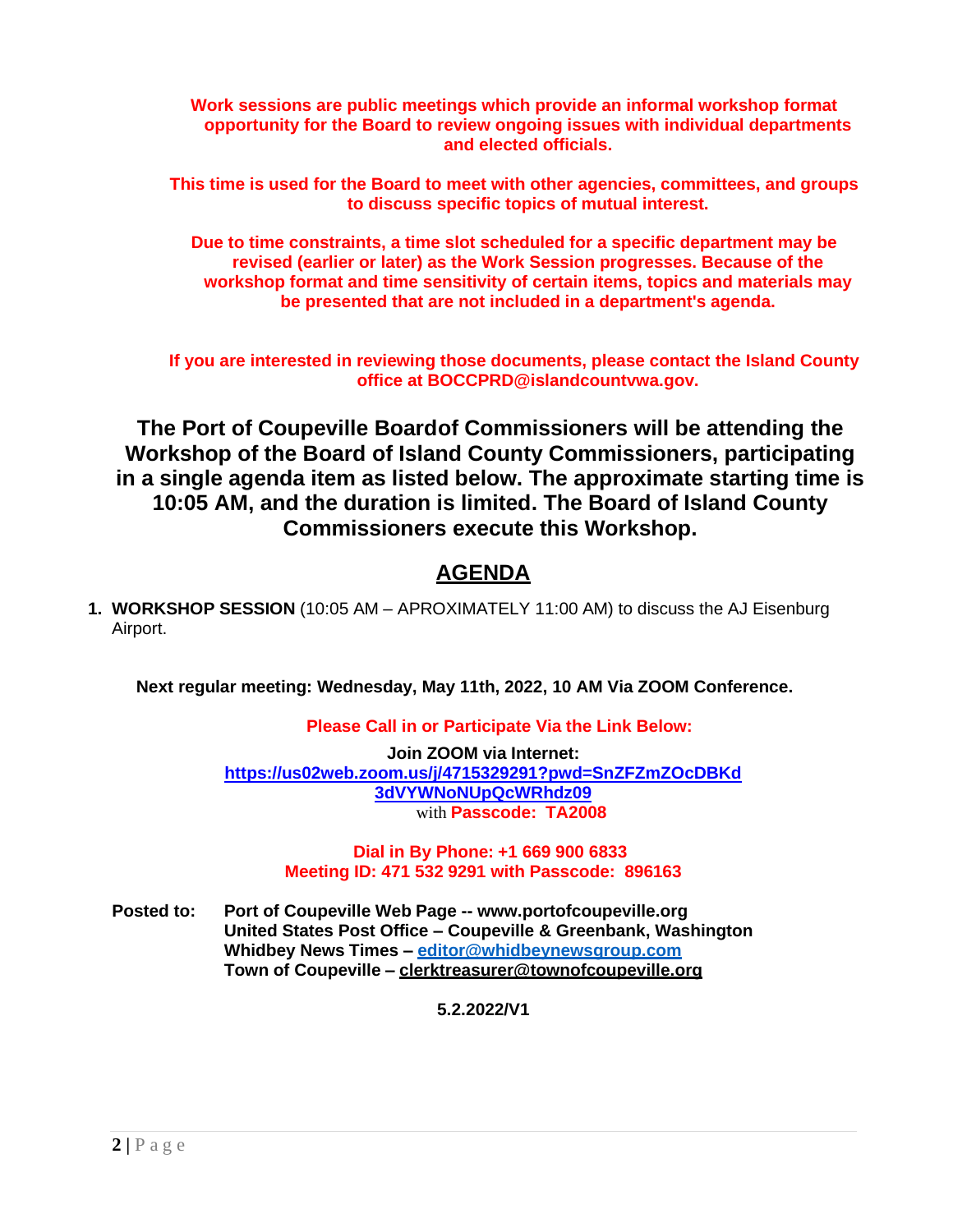**Work sessions are public meetings which provide an informal workshop format opportunity for the Board to review ongoing issues with individual departments and elected officials.**

**This time is used for the Board to meet with other agencies, committees, and groups to discuss specific topics of mutual interest.**

**Due to time constraints, a time slot scheduled for a specific department may be revised (earlier or later) as the Work Session progresses. Because of the workshop format and time sensitivity of certain items, topics and materials may be presented that are not included in a department's agenda.**

**If you are interested in reviewing those documents, please contact the Island County office at BOCCPRD@islandcountvwa.gov.**

**The Port of Coupeville Boardof Commissioners will be attending the Workshop of the Board of Island County Commissioners, participating in a single agenda item as listed below. The approximate starting time is 10:05 AM, and the duration is limited. The Board of Island County Commissioners execute this Workshop.**

## AGENDA

1. **WORKSHOP SESSION** (10:05 AM – APROXIMATELY 11:00 AM) to discuss the AJ Eisenburg Airport.

**Next regular meeting: Wednesday, May 11th, 2022, 10 AM Via ZOOM Conference.**

**Please Call in or Participate Via the Link Below:**

**Join ZOOM via Internet:**
**https://us02web.zoom.us/j/4715329291?pwd=SnZFZmZOcDBKd3dVYWNoNUpQcWRhdz09**
with **Passcode: TA2008**

**Dial in By Phone: +1 669 900 6833**
**Meeting ID: 471 532 9291 with Passcode: 896163**

**Posted to:** **Port of Coupeville Web Page -- www.portofcoupeville.org**
**United States Post Office – Coupeville & Greenbank, Washington**
**Whidbey News Times – editor@whidbeynewsgroup.com**
**Town of Coupeville – clerktreasurer@townofcoupeville.org**

**5.2.2022/V1**